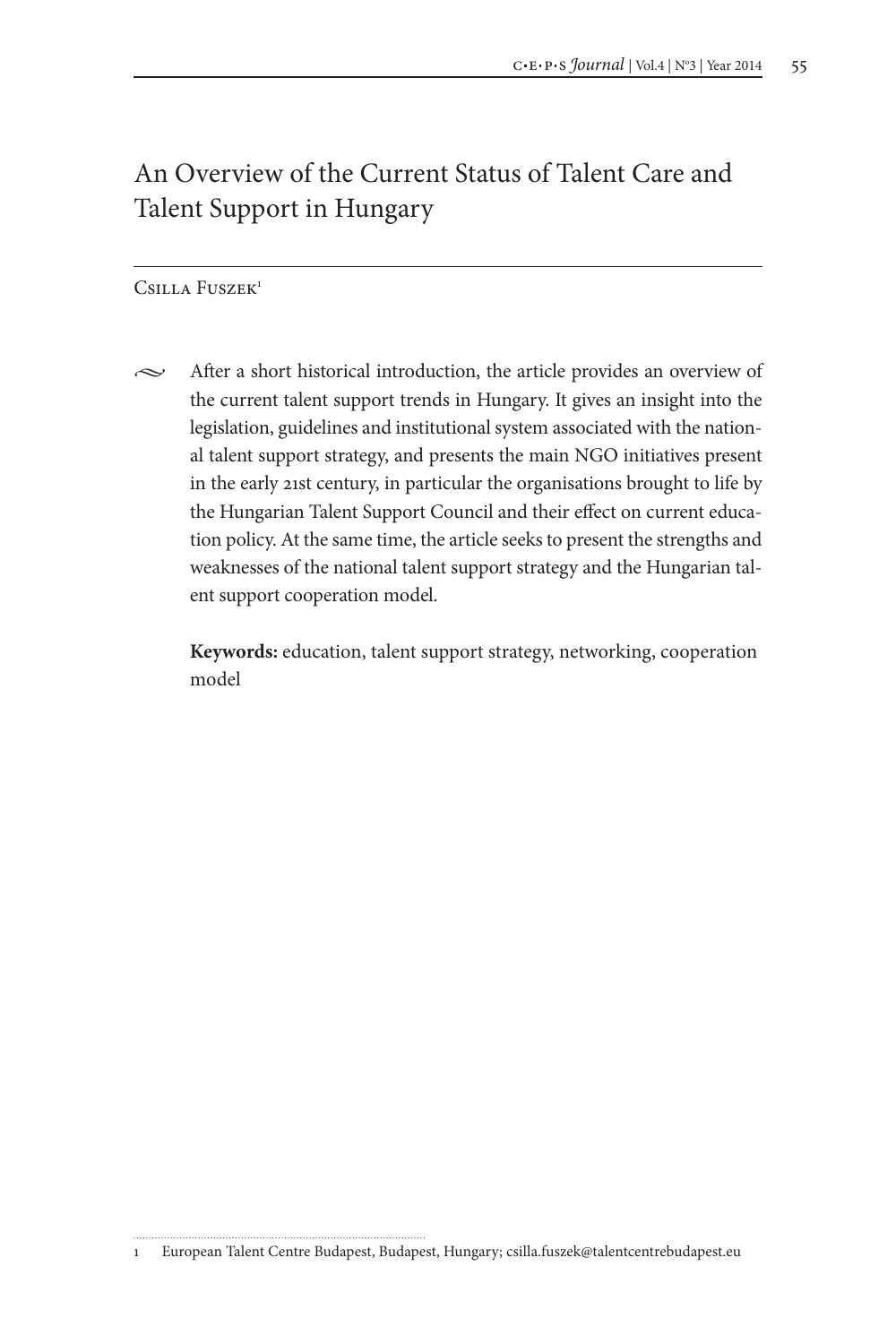# An Overview of the Current Status of Talent Care and Talent Support in Hungary

Csilla Fuszek[1]

After a short historical introduction, the article provides an overview of the current talent support trends in Hungary. It gives an insight into the legislation, guidelines and institutional system associated with the national talent support strategy, and presents the main NGO initiatives present in the early 21st century, in particular the organisations brought to life by the Hungarian Talent Support Council and their effect on current education policy. At the same time, the article seeks to present the strengths and weaknesses of the national talent support strategy and the Hungarian talent support cooperation model.

**Keywords:** education, talent support strategy, networking, cooperation model

[1] European Talent Centre Budapest, Budapest, Hungary; csilla.fuszek@talentcentrebudapest.eu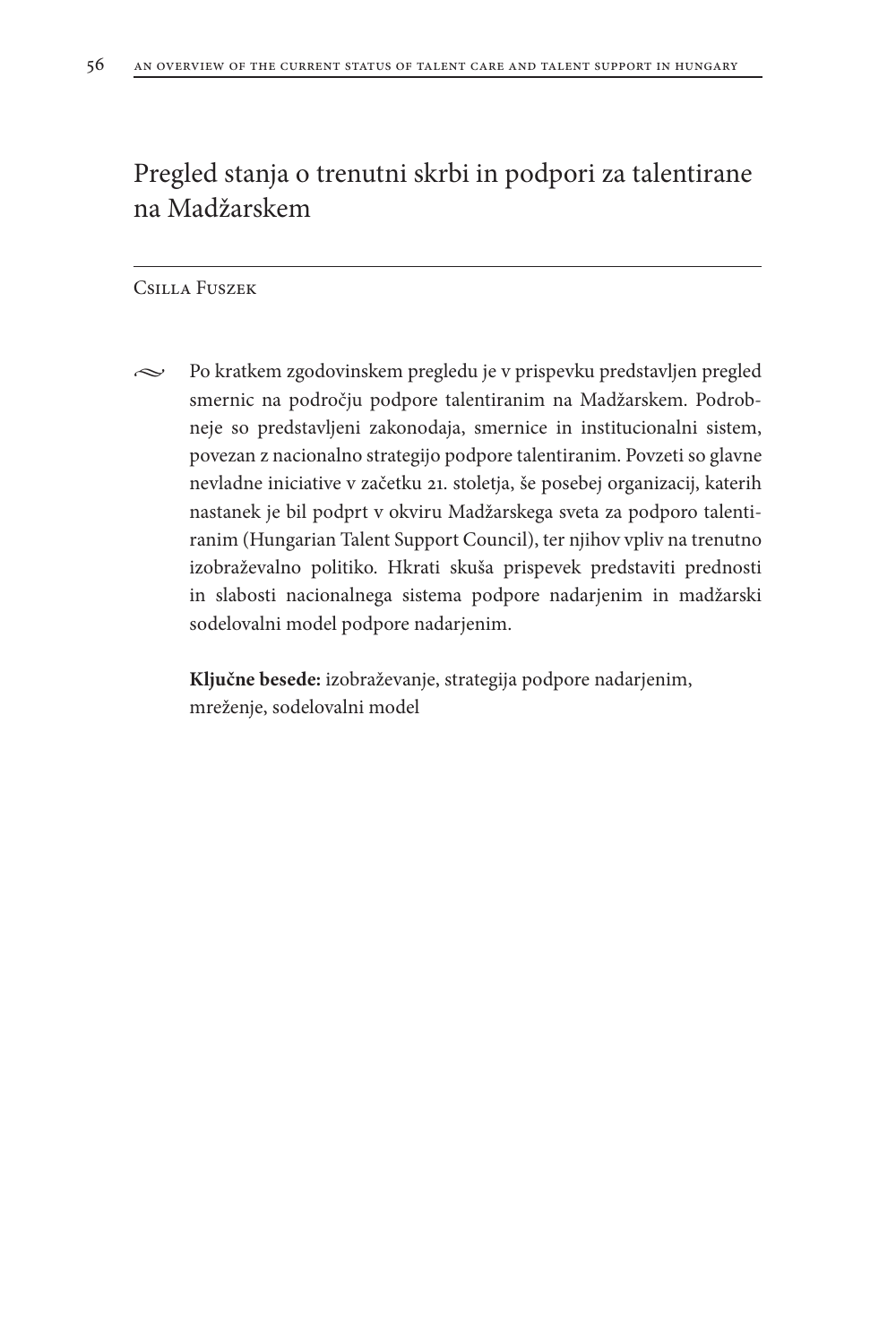# Pregled stanja o trenutni skrbi in podpori za talentirane na Madžarskem

Csilla Fuszek

Po kratkem zgodovinskem pregledu je v prispevku predstavljen pregled smernic na področju podpore talentiranim na Madžarskem. Podrobneje so predstavljeni zakonodaja, smernice in institucionalni sistem, povezan z nacionalno strategijo podpore talentiranim. Povzeti so glavne nevladne iniciative v začetku 21. stoletja, še posebej organizacij, katerih nastanek je bil podprt v okviru Madžarskega sveta za podporo talentiranim (Hungarian Talent Support Council), ter njihov vpliv na trenutno izobraževalno politiko. Hkrati skuša prispevek predstaviti prednosti in slabosti nacionalnega sistema podpore nadarjenim in madžarski sodelovalni model podpore nadarjenim.

**Ključne besede:** izobraževanje, strategija podpore nadarjenim, mreženje, sodelovalni model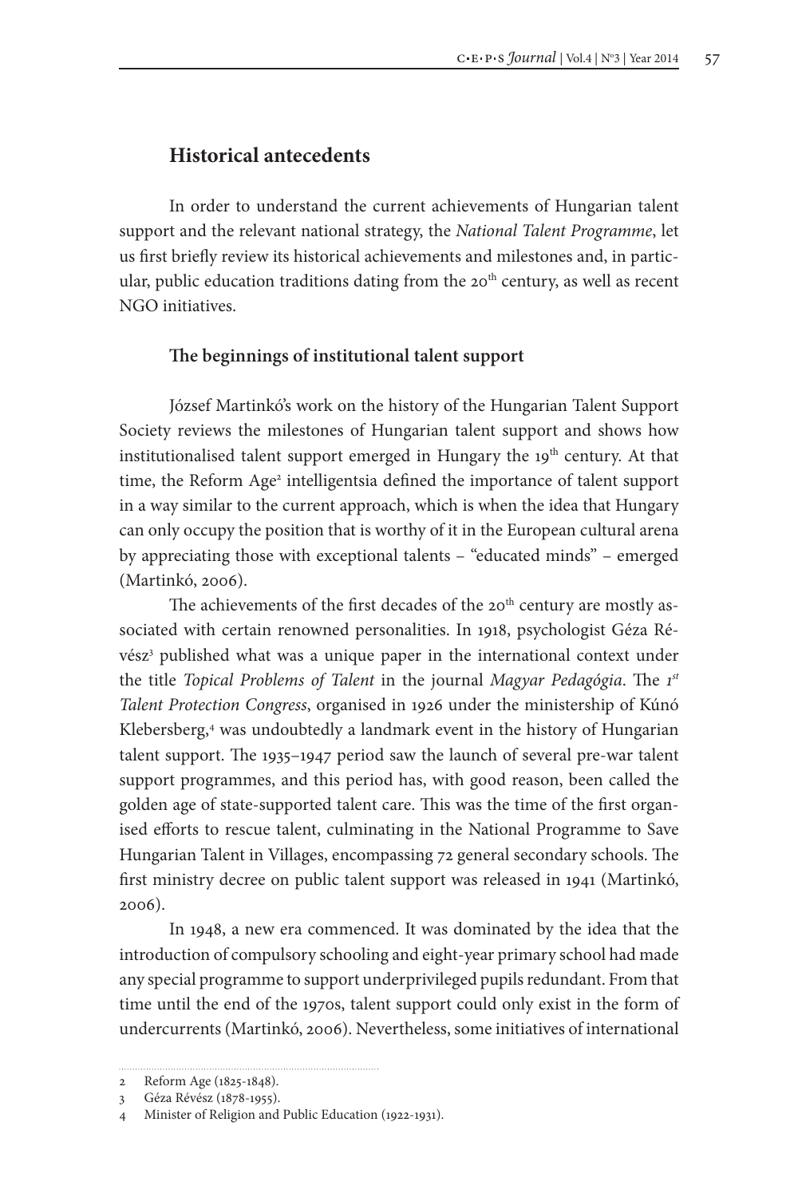## Historical antecedents

In order to understand the current achievements of Hungarian talent support and the relevant national strategy, the *National Talent Programme*, let us first briefly review its historical achievements and milestones and, in particular, public education traditions dating from the 20th century, as well as recent NGO initiatives.

### The beginnings of institutional talent support

József Martinkó's work on the history of the Hungarian Talent Support Society reviews the milestones of Hungarian talent support and shows how institutionalised talent support emerged in Hungary the 19th century. At that time, the Reform Age[2] intelligentsia defined the importance of talent support in a way similar to the current approach, which is when the idea that Hungary can only occupy the position that is worthy of it in the European cultural arena by appreciating those with exceptional talents – "educated minds" – emerged (Martinkó, 2006).

The achievements of the first decades of the 20th century are mostly associated with certain renowned personalities. In 1918, psychologist Géza Révész[3] published what was a unique paper in the international context under the title *Topical Problems of Talent* in the journal *Magyar Pedagógia*. The *1st Talent Protection Congress*, organised in 1926 under the ministership of Kúnó Klebersberg,[4] was undoubtedly a landmark event in the history of Hungarian talent support. The 1935–1947 period saw the launch of several pre-war talent support programmes, and this period has, with good reason, been called the golden age of state-supported talent care. This was the time of the first organised efforts to rescue talent, culminating in the National Programme to Save Hungarian Talent in Villages, encompassing 72 general secondary schools. The first ministry decree on public talent support was released in 1941 (Martinkó, 2006).

In 1948, a new era commenced. It was dominated by the idea that the introduction of compulsory schooling and eight-year primary school had made any special programme to support underprivileged pupils redundant. From that time until the end of the 1970s, talent support could only exist in the form of undercurrents (Martinkó, 2006). Nevertheless, some initiatives of international

---

2 Reform Age (1825-1848).

3 Géza Révész (1878-1955).

4 Minister of Religion and Public Education (1922-1931).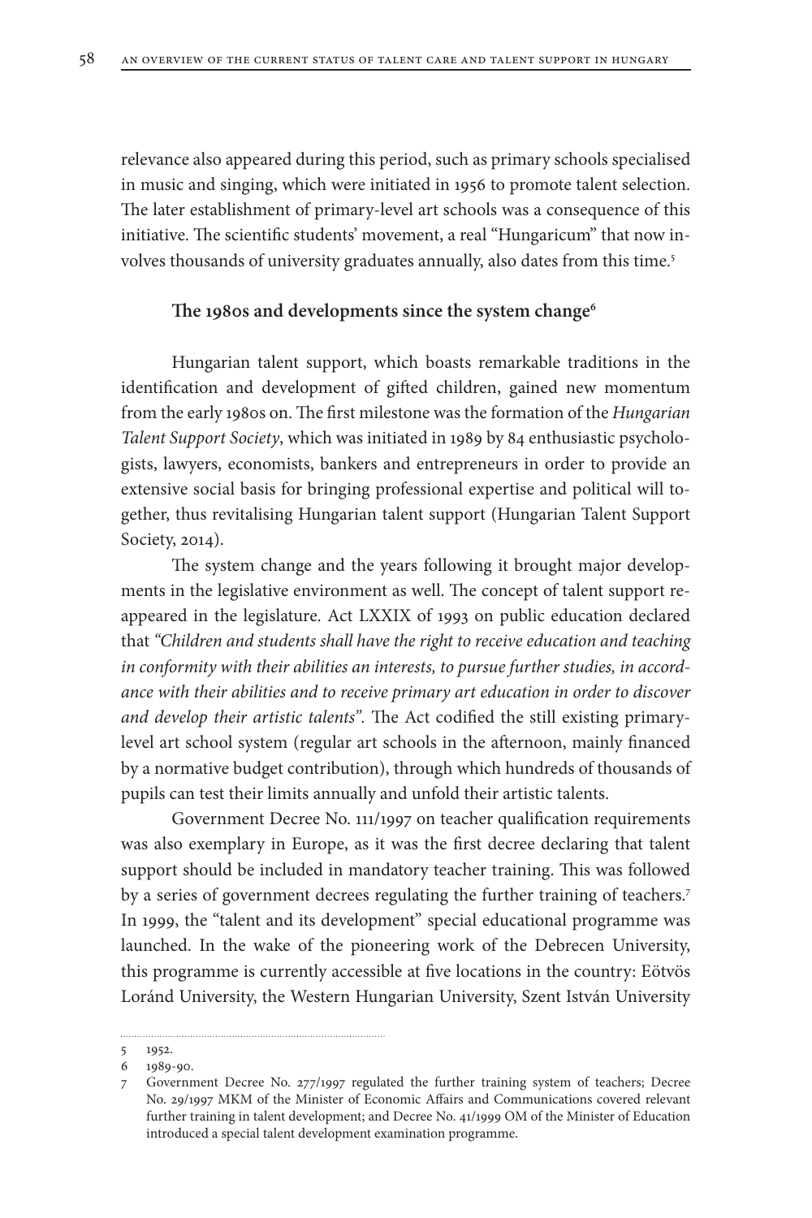relevance also appeared during this period, such as primary schools specialised in music and singing, which were initiated in 1956 to promote talent selection. The later establishment of primary-level art schools was a consequence of this initiative. The scientific students' movement, a real "Hungaricum" that now involves thousands of university graduates annually, also dates from this time.[5]

### The 1980s and developments since the system change[6]

Hungarian talent support, which boasts remarkable traditions in the identification and development of gifted children, gained new momentum from the early 1980s on. The first milestone was the formation of the *Hungarian Talent Support Society*, which was initiated in 1989 by 84 enthusiastic psychologists, lawyers, economists, bankers and entrepreneurs in order to provide an extensive social basis for bringing professional expertise and political will together, thus revitalising Hungarian talent support (Hungarian Talent Support Society, 2014).

The system change and the years following it brought major developments in the legislative environment as well. The concept of talent support reappeared in the legislature. Act LXXIX of 1993 on public education declared that *"Children and students shall have the right to receive education and teaching in conformity with their abilities an interests, to pursue further studies, in accordance with their abilities and to receive primary art education in order to discover and develop their artistic talents"*. The Act codified the still existing primary-level art school system (regular art schools in the afternoon, mainly financed by a normative budget contribution), through which hundreds of thousands of pupils can test their limits annually and unfold their artistic talents.

Government Decree No. 111/1997 on teacher qualification requirements was also exemplary in Europe, as it was the first decree declaring that talent support should be included in mandatory teacher training. This was followed by a series of government decrees regulating the further training of teachers.[7] In 1999, the "talent and its development" special educational programme was launched. In the wake of the pioneering work of the Debrecen University, this programme is currently accessible at five locations in the country: Eötvös Loránd University, the Western Hungarian University, Szent István University

---

5 1952.

6 1989-90.

7 Government Decree No. 277/1997 regulated the further training system of teachers; Decree No. 29/1997 MKM of the Minister of Economic Affairs and Communications covered relevant further training in talent development; and Decree No. 41/1999 OM of the Minister of Education introduced a special talent development examination programme.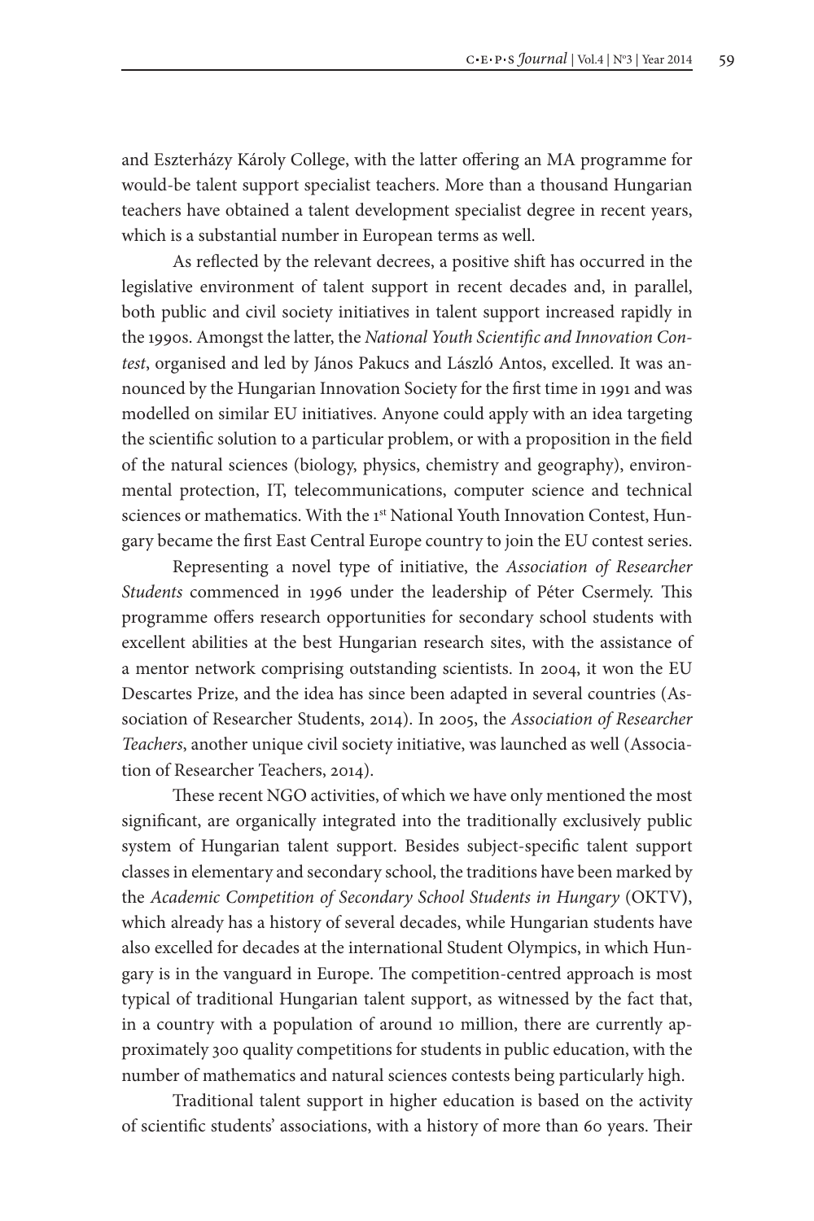and Eszterházy Károly College, with the latter offering an MA programme for would-be talent support specialist teachers. More than a thousand Hungarian teachers have obtained a talent development specialist degree in recent years, which is a substantial number in European terms as well.

As reflected by the relevant decrees, a positive shift has occurred in the legislative environment of talent support in recent decades and, in parallel, both public and civil society initiatives in talent support increased rapidly in the 1990s. Amongst the latter, the *National Youth Scientific and Innovation Contest*, organised and led by János Pakucs and László Antos, excelled. It was announced by the Hungarian Innovation Society for the first time in 1991 and was modelled on similar EU initiatives. Anyone could apply with an idea targeting the scientific solution to a particular problem, or with a proposition in the field of the natural sciences (biology, physics, chemistry and geography), environmental protection, IT, telecommunications, computer science and technical sciences or mathematics. With the 1st National Youth Innovation Contest, Hungary became the first East Central Europe country to join the EU contest series.

Representing a novel type of initiative, the *Association of Researcher Students* commenced in 1996 under the leadership of Péter Csermely. This programme offers research opportunities for secondary school students with excellent abilities at the best Hungarian research sites, with the assistance of a mentor network comprising outstanding scientists. In 2004, it won the EU Descartes Prize, and the idea has since been adapted in several countries (Association of Researcher Students, 2014). In 2005, the *Association of Researcher Teachers*, another unique civil society initiative, was launched as well (Association of Researcher Teachers, 2014).

These recent NGO activities, of which we have only mentioned the most significant, are organically integrated into the traditionally exclusively public system of Hungarian talent support. Besides subject-specific talent support classes in elementary and secondary school, the traditions have been marked by the *Academic Competition of Secondary School Students in Hungary* (OKTV), which already has a history of several decades, while Hungarian students have also excelled for decades at the international Student Olympics, in which Hungary is in the vanguard in Europe. The competition-centred approach is most typical of traditional Hungarian talent support, as witnessed by the fact that, in a country with a population of around 10 million, there are currently approximately 300 quality competitions for students in public education, with the number of mathematics and natural sciences contests being particularly high.

Traditional talent support in higher education is based on the activity of scientific students' associations, with a history of more than 60 years. Their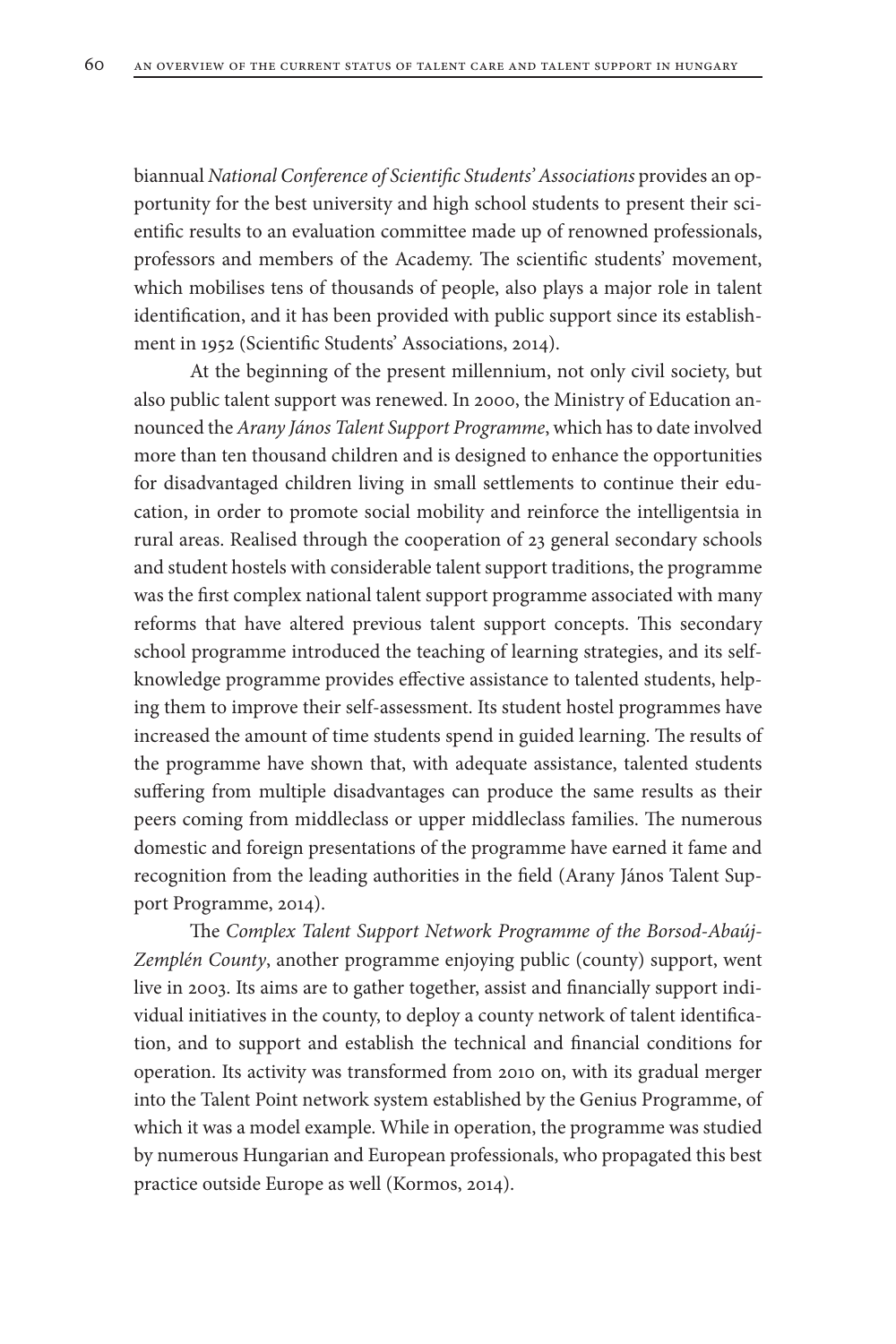biannual *National Conference of Scientific Students' Associations* provides an opportunity for the best university and high school students to present their scientific results to an evaluation committee made up of renowned professionals, professors and members of the Academy. The scientific students' movement, which mobilises tens of thousands of people, also plays a major role in talent identification, and it has been provided with public support since its establishment in 1952 (Scientific Students' Associations, 2014).

At the beginning of the present millennium, not only civil society, but also public talent support was renewed. In 2000, the Ministry of Education announced the *Arany János Talent Support Programme*, which has to date involved more than ten thousand children and is designed to enhance the opportunities for disadvantaged children living in small settlements to continue their education, in order to promote social mobility and reinforce the intelligentsia in rural areas. Realised through the cooperation of 23 general secondary schools and student hostels with considerable talent support traditions, the programme was the first complex national talent support programme associated with many reforms that have altered previous talent support concepts. This secondary school programme introduced the teaching of learning strategies, and its self-knowledge programme provides effective assistance to talented students, helping them to improve their self-assessment. Its student hostel programmes have increased the amount of time students spend in guided learning. The results of the programme have shown that, with adequate assistance, talented students suffering from multiple disadvantages can produce the same results as their peers coming from middleclass or upper middleclass families. The numerous domestic and foreign presentations of the programme have earned it fame and recognition from the leading authorities in the field (Arany János Talent Support Programme, 2014).

The *Complex Talent Support Network Programme of the Borsod-Abaúj-Zemplén County*, another programme enjoying public (county) support, went live in 2003. Its aims are to gather together, assist and financially support individual initiatives in the county, to deploy a county network of talent identification, and to support and establish the technical and financial conditions for operation. Its activity was transformed from 2010 on, with its gradual merger into the Talent Point network system established by the Genius Programme, of which it was a model example. While in operation, the programme was studied by numerous Hungarian and European professionals, who propagated this best practice outside Europe as well (Kormos, 2014).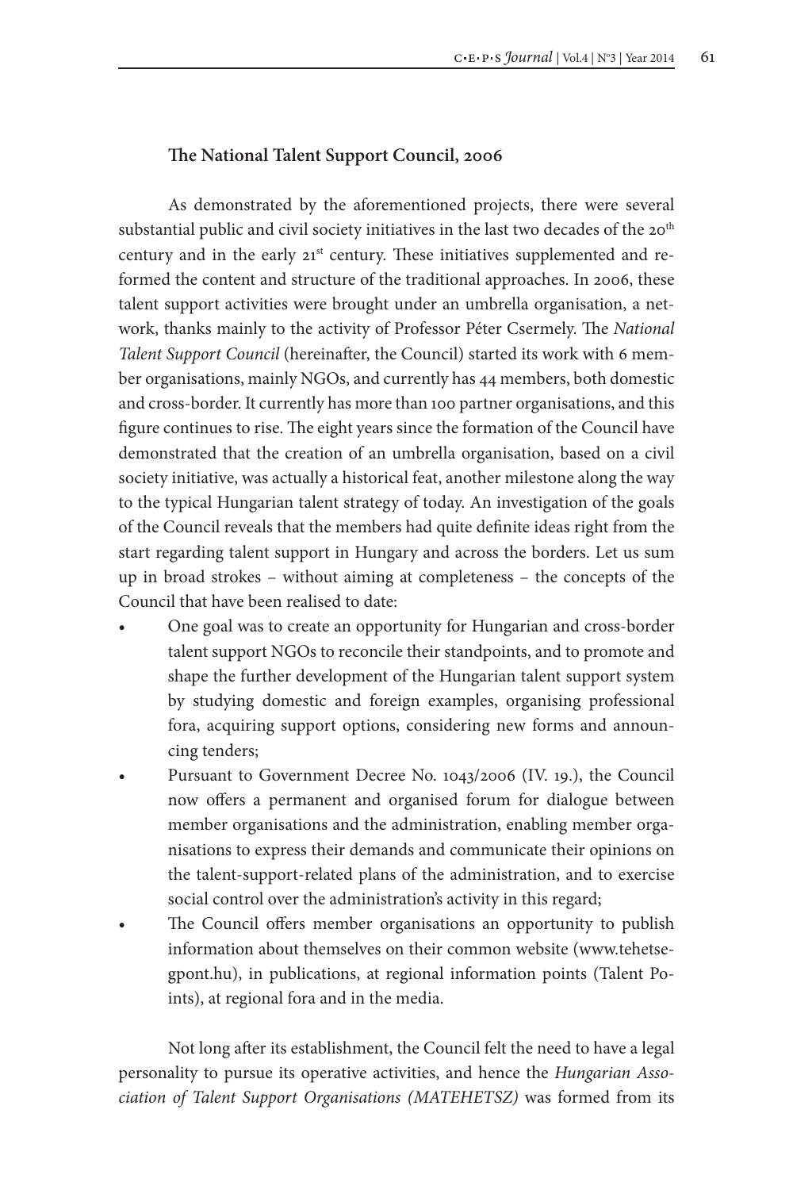### The National Talent Support Council, 2006

As demonstrated by the aforementioned projects, there were several substantial public and civil society initiatives in the last two decades of the 20th century and in the early 21st century. These initiatives supplemented and reformed the content and structure of the traditional approaches. In 2006, these talent support activities were brought under an umbrella organisation, a network, thanks mainly to the activity of Professor Péter Csermely. The *National Talent Support Council* (hereinafter, the Council) started its work with 6 member organisations, mainly NGOs, and currently has 44 members, both domestic and cross-border. It currently has more than 100 partner organisations, and this figure continues to rise. The eight years since the formation of the Council have demonstrated that the creation of an umbrella organisation, based on a civil society initiative, was actually a historical feat, another milestone along the way to the typical Hungarian talent strategy of today. An investigation of the goals of the Council reveals that the members had quite definite ideas right from the start regarding talent support in Hungary and across the borders. Let us sum up in broad strokes – without aiming at completeness – the concepts of the Council that have been realised to date:

- One goal was to create an opportunity for Hungarian and cross-border talent support NGOs to reconcile their standpoints, and to promote and shape the further development of the Hungarian talent support system by studying domestic and foreign examples, organising professional fora, acquiring support options, considering new forms and announcing tenders;
- Pursuant to Government Decree No. 1043/2006 (IV. 19.), the Council now offers a permanent and organised forum for dialogue between member organisations and the administration, enabling member organisations to express their demands and communicate their opinions on the talent-support-related plans of the administration, and to exercise social control over the administration's activity in this regard;
- The Council offers member organisations an opportunity to publish information about themselves on their common website (www.tehetsegpont.hu), in publications, at regional information points (Talent Points), at regional fora and in the media.

Not long after its establishment, the Council felt the need to have a legal personality to pursue its operative activities, and hence the *Hungarian Association of Talent Support Organisations (MATEHETSZ)* was formed from its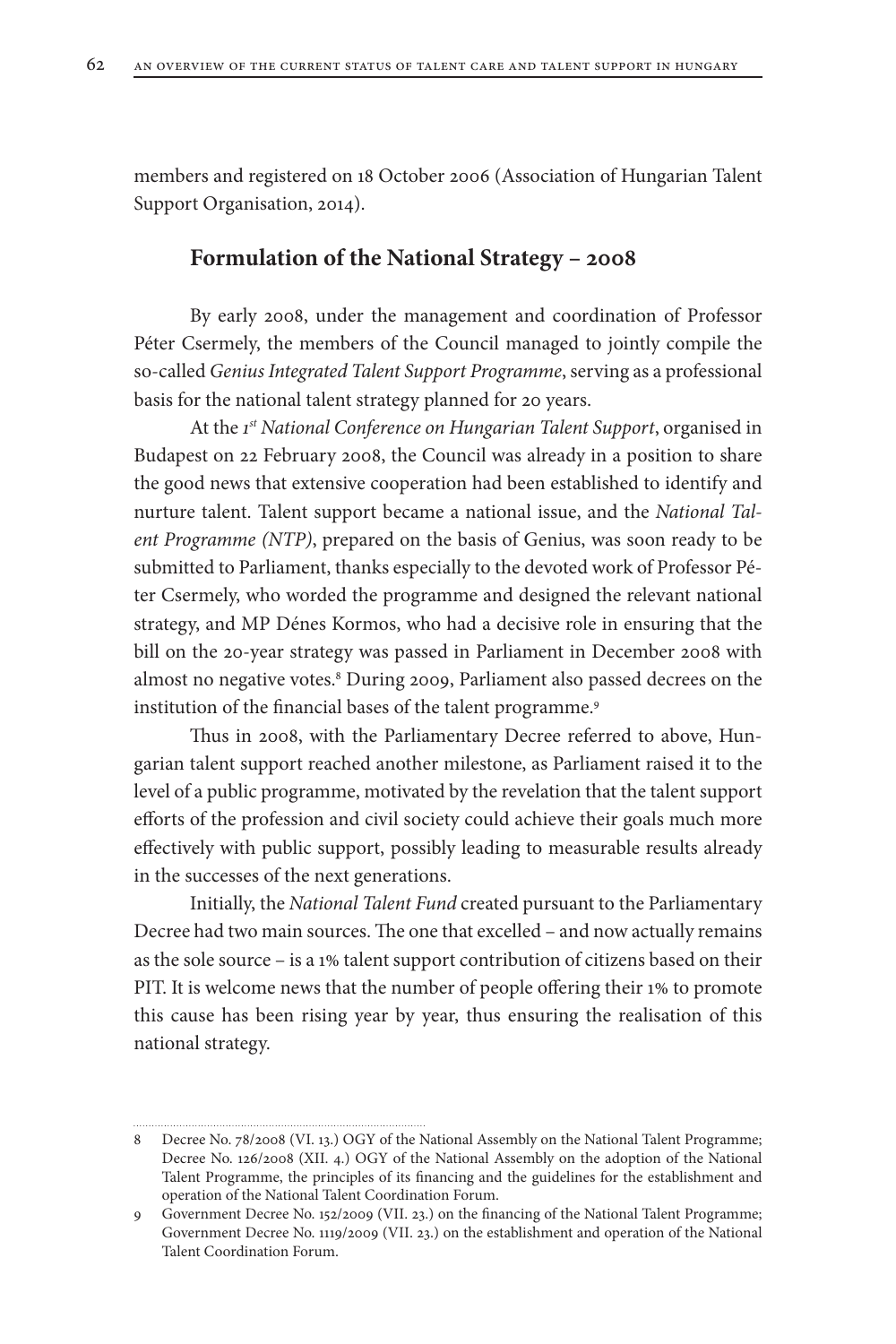members and registered on 18 October 2006 (Association of Hungarian Talent Support Organisation, 2014).

## Formulation of the National Strategy – 2008

By early 2008, under the management and coordination of Professor Péter Csermely, the members of the Council managed to jointly compile the so-called *Genius Integrated Talent Support Programme*, serving as a professional basis for the national talent strategy planned for 20 years.

At the *1st National Conference on Hungarian Talent Support*, organised in Budapest on 22 February 2008, the Council was already in a position to share the good news that extensive cooperation had been established to identify and nurture talent. Talent support became a national issue, and the *National Talent Programme (NTP)*, prepared on the basis of Genius, was soon ready to be submitted to Parliament, thanks especially to the devoted work of Professor Péter Csermely, who worded the programme and designed the relevant national strategy, and MP Dénes Kormos, who had a decisive role in ensuring that the bill on the 20-year strategy was passed in Parliament in December 2008 with almost no negative votes.[8] During 2009, Parliament also passed decrees on the institution of the financial bases of the talent programme.[9]

Thus in 2008, with the Parliamentary Decree referred to above, Hungarian talent support reached another milestone, as Parliament raised it to the level of a public programme, motivated by the revelation that the talent support efforts of the profession and civil society could achieve their goals much more effectively with public support, possibly leading to measurable results already in the successes of the next generations.

Initially, the *National Talent Fund* created pursuant to the Parliamentary Decree had two main sources. The one that excelled – and now actually remains as the sole source – is a 1% talent support contribution of citizens based on their PIT. It is welcome news that the number of people offering their 1% to promote this cause has been rising year by year, thus ensuring the realisation of this national strategy.

---

8 Decree No. 78/2008 (VI. 13.) OGY of the National Assembly on the National Talent Programme; Decree No. 126/2008 (XII. 4.) OGY of the National Assembly on the adoption of the National Talent Programme, the principles of its financing and the guidelines for the establishment and operation of the National Talent Coordination Forum.

9 Government Decree No. 152/2009 (VII. 23.) on the financing of the National Talent Programme; Government Decree No. 1119/2009 (VII. 23.) on the establishment and operation of the National Talent Coordination Forum.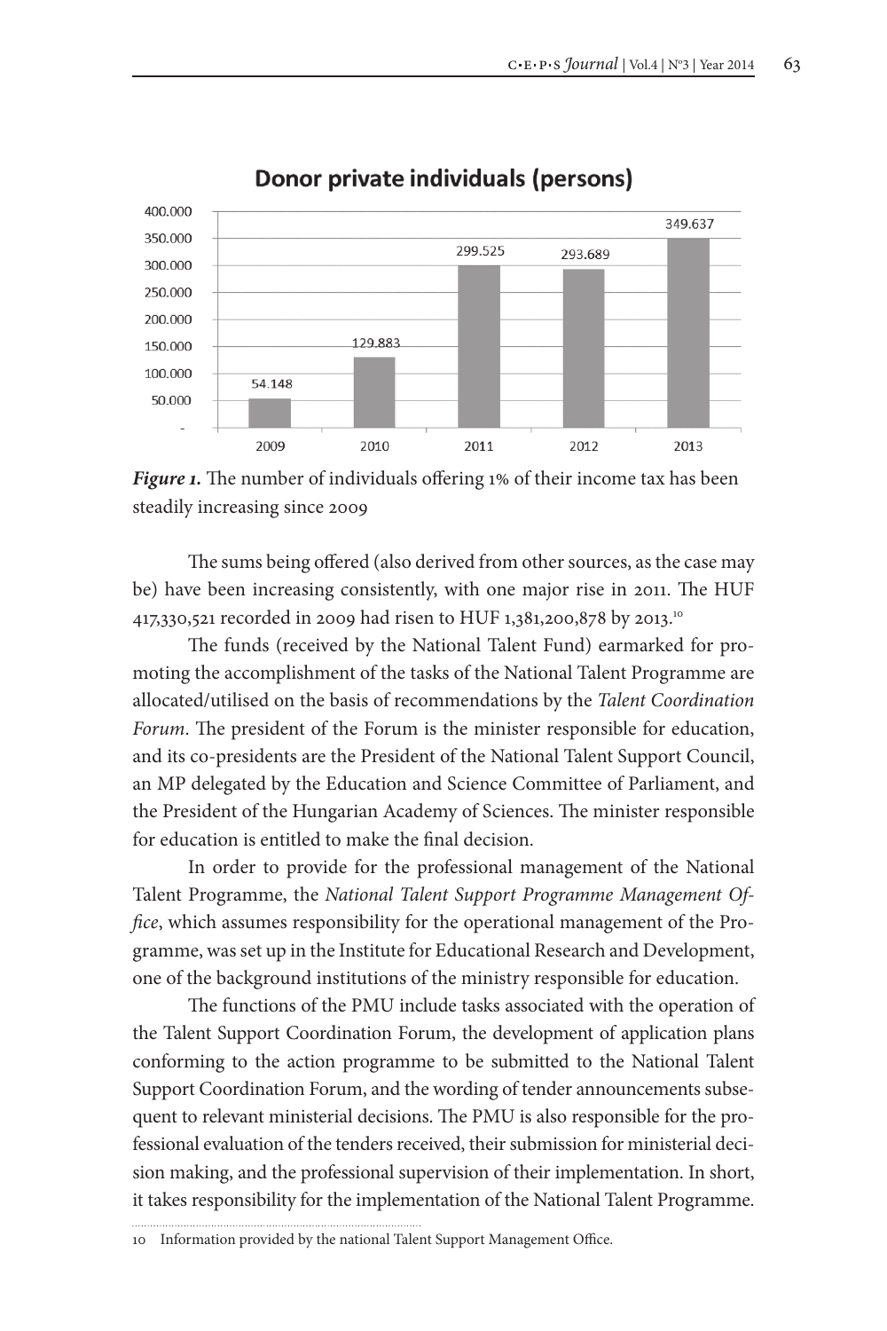Donor private individuals (persons)

400.000
350.000
300.000
250.000
200.000
150.000
100.000
50.000
-

54.148
129.883
299.525
293.689
349.637

2009
2010
2011
2012
2013

***Figure 1.*** The number of individuals offering 1% of their income tax has been steadily increasing since 2009

The sums being offered (also derived from other sources, as the case may be) have been increasing consistently, with one major rise in 2011. The HUF 417,330,521 recorded in 2009 had risen to HUF 1,381,200,878 by 2013.[10]

The funds (received by the National Talent Fund) earmarked for promoting the accomplishment of the tasks of the National Talent Programme are allocated/utilised on the basis of recommendations by the *Talent Coordination Forum*. The president of the Forum is the minister responsible for education, and its co-presidents are the President of the National Talent Support Council, an MP delegated by the Education and Science Committee of Parliament, and the President of the Hungarian Academy of Sciences. The minister responsible for education is entitled to make the final decision.

In order to provide for the professional management of the National Talent Programme, the *National Talent Support Programme Management Office*, which assumes responsibility for the operational management of the Programme, was set up in the Institute for Educational Research and Development, one of the background institutions of the ministry responsible for education.

The functions of the PMU include tasks associated with the operation of the Talent Support Coordination Forum, the development of application plans conforming to the action programme to be submitted to the National Talent Support Coordination Forum, and the wording of tender announcements subsequent to relevant ministerial decisions. The PMU is also responsible for the professional evaluation of the tenders received, their submission for ministerial decision making, and the professional supervision of their implementation. In short, it takes responsibility for the implementation of the National Talent Programme.

10 Information provided by the national Talent Support Management Office.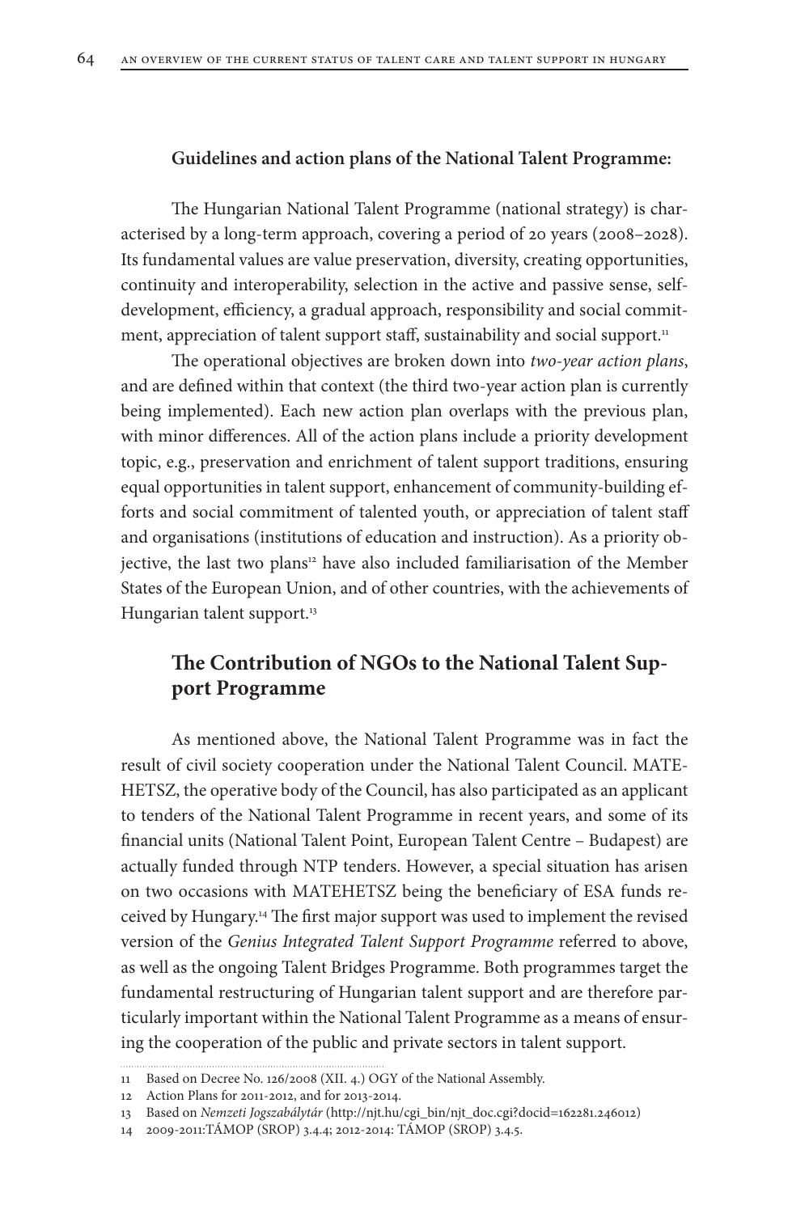**Guidelines and action plans of the National Talent Programme:**

The Hungarian National Talent Programme (national strategy) is characterised by a long-term approach, covering a period of 20 years (2008–2028). Its fundamental values are value preservation, diversity, creating opportunities, continuity and interoperability, selection in the active and passive sense, self-development, efficiency, a gradual approach, responsibility and social commitment, appreciation of talent support staff, sustainability and social support.[11]

The operational objectives are broken down into *two-year action plans*, and are defined within that context (the third two-year action plan is currently being implemented). Each new action plan overlaps with the previous plan, with minor differences. All of the action plans include a priority development topic, e.g., preservation and enrichment of talent support traditions, ensuring equal opportunities in talent support, enhancement of community-building efforts and social commitment of talented youth, or appreciation of talent staff and organisations (institutions of education and instruction). As a priority objective, the last two plans[12] have also included familiarisation of the Member States of the European Union, and of other countries, with the achievements of Hungarian talent support.[13]

## The Contribution of NGOs to the National Talent Support Programme

As mentioned above, the National Talent Programme was in fact the result of civil society cooperation under the National Talent Council. MATEHETSZ, the operative body of the Council, has also participated as an applicant to tenders of the National Talent Programme in recent years, and some of its financial units (National Talent Point, European Talent Centre – Budapest) are actually funded through NTP tenders. However, a special situation has arisen on two occasions with MATEHETSZ being the beneficiary of ESA funds received by Hungary.[14] The first major support was used to implement the revised version of the *Genius Integrated Talent Support Programme* referred to above, as well as the ongoing Talent Bridges Programme. Both programmes target the fundamental restructuring of Hungarian talent support and are therefore particularly important within the National Talent Programme as a means of ensuring the cooperation of the public and private sectors in talent support.

---

11 Based on Decree No. 126/2008 (XII. 4.) OGY of the National Assembly.

12 Action Plans for 2011-2012, and for 2013-2014.

13 Based on *Nemzeti Jogszabálytár* (http://njt.hu/cgi_bin/njt_doc.cgi?docid=162281.246012)

14 2009-2011:TÁMOP (SROP) 3.4.4; 2012-2014: TÁMOP (SROP) 3.4.5.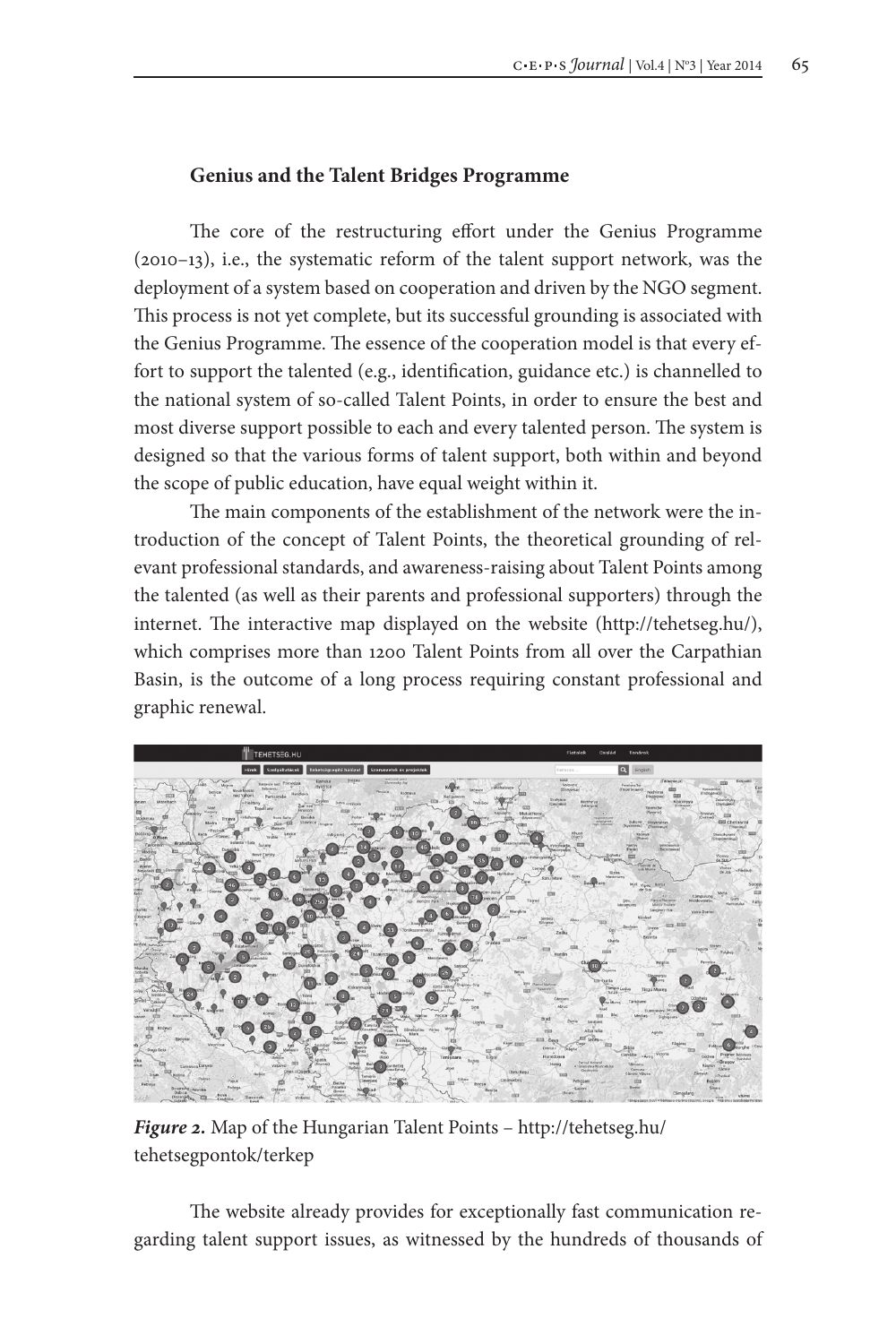### Genius and the Talent Bridges Programme

The core of the restructuring effort under the Genius Programme (2010–13), i.e., the systematic reform of the talent support network, was the deployment of a system based on cooperation and driven by the NGO segment. This process is not yet complete, but its successful grounding is associated with the Genius Programme. The essence of the cooperation model is that every effort to support the talented (e.g., identification, guidance etc.) is channelled to the national system of so-called Talent Points, in order to ensure the best and most diverse support possible to each and every talented person. The system is designed so that the various forms of talent support, both within and beyond the scope of public education, have equal weight within it.

The main components of the establishment of the network were the introduction of the concept of Talent Points, the theoretical grounding of relevant professional standards, and awareness-raising about Talent Points among the talented (as well as their parents and professional supporters) through the internet. The interactive map displayed on the website (http://tehetseg.hu/), which comprises more than 1200 Talent Points from all over the Carpathian Basin, is the outcome of a long process requiring constant professional and graphic renewal.

***Figure 2.*** Map of the Hungarian Talent Points – http://tehetseg.hu/tehetsegpontok/terkep

The website already provides for exceptionally fast communication regarding talent support issues, as witnessed by the hundreds of thousands of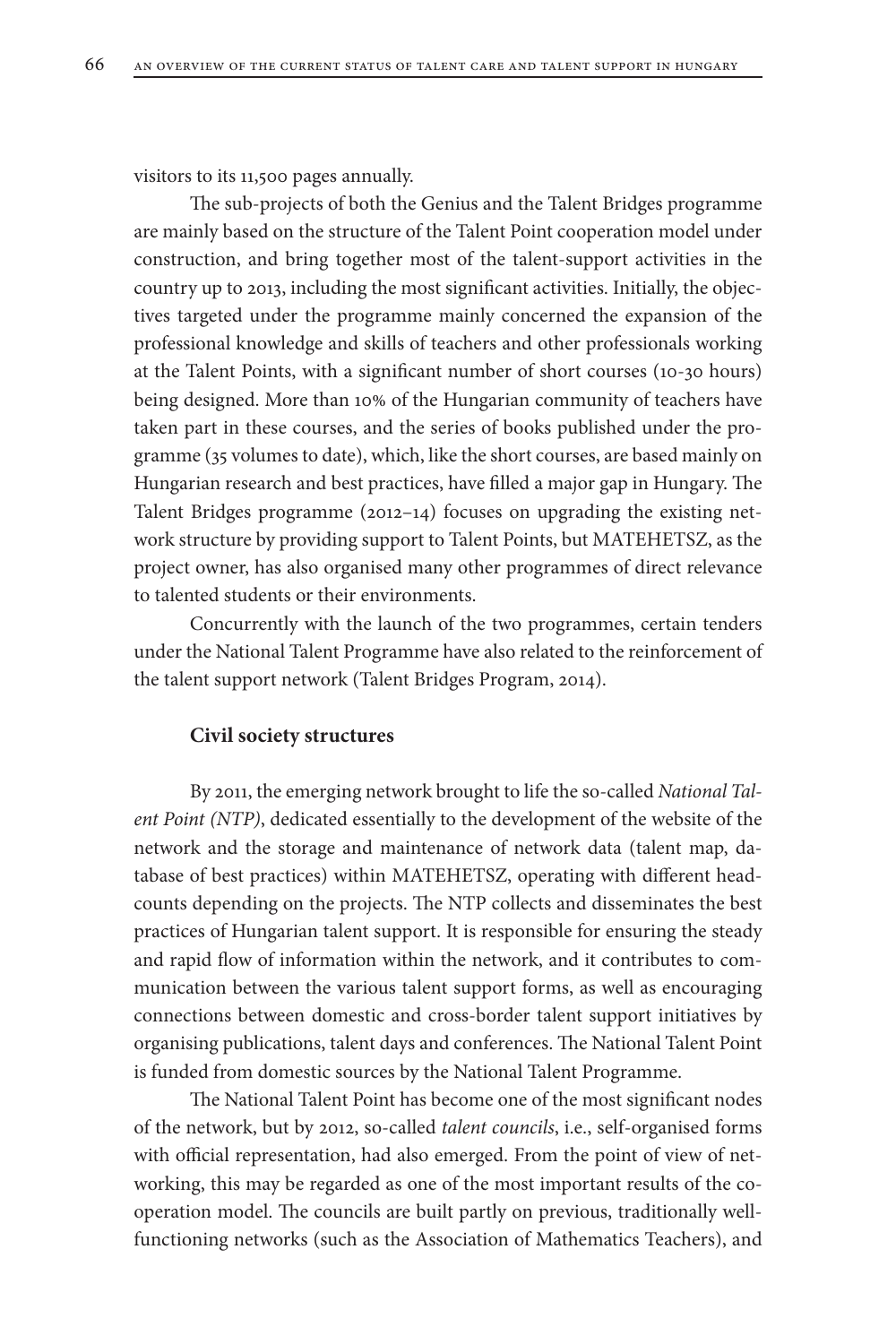visitors to its 11,500 pages annually.

The sub-projects of both the Genius and the Talent Bridges programme are mainly based on the structure of the Talent Point cooperation model under construction, and bring together most of the talent-support activities in the country up to 2013, including the most significant activities. Initially, the objectives targeted under the programme mainly concerned the expansion of the professional knowledge and skills of teachers and other professionals working at the Talent Points, with a significant number of short courses (10-30 hours) being designed. More than 10% of the Hungarian community of teachers have taken part in these courses, and the series of books published under the programme (35 volumes to date), which, like the short courses, are based mainly on Hungarian research and best practices, have filled a major gap in Hungary. The Talent Bridges programme (2012–14) focuses on upgrading the existing network structure by providing support to Talent Points, but MATEHETSZ, as the project owner, has also organised many other programmes of direct relevance to talented students or their environments.

Concurrently with the launch of the two programmes, certain tenders under the National Talent Programme have also related to the reinforcement of the talent support network (Talent Bridges Program, 2014).

### Civil society structures

By 2011, the emerging network brought to life the so-called *National Talent Point (NTP)*, dedicated essentially to the development of the website of the network and the storage and maintenance of network data (talent map, database of best practices) within MATEHETSZ, operating with different headcounts depending on the projects. The NTP collects and disseminates the best practices of Hungarian talent support. It is responsible for ensuring the steady and rapid flow of information within the network, and it contributes to communication between the various talent support forms, as well as encouraging connections between domestic and cross-border talent support initiatives by organising publications, talent days and conferences. The National Talent Point is funded from domestic sources by the National Talent Programme.

The National Talent Point has become one of the most significant nodes of the network, but by 2012, so-called *talent councils*, i.e., self-organised forms with official representation, had also emerged. From the point of view of networking, this may be regarded as one of the most important results of the cooperation model. The councils are built partly on previous, traditionally well-functioning networks (such as the Association of Mathematics Teachers), and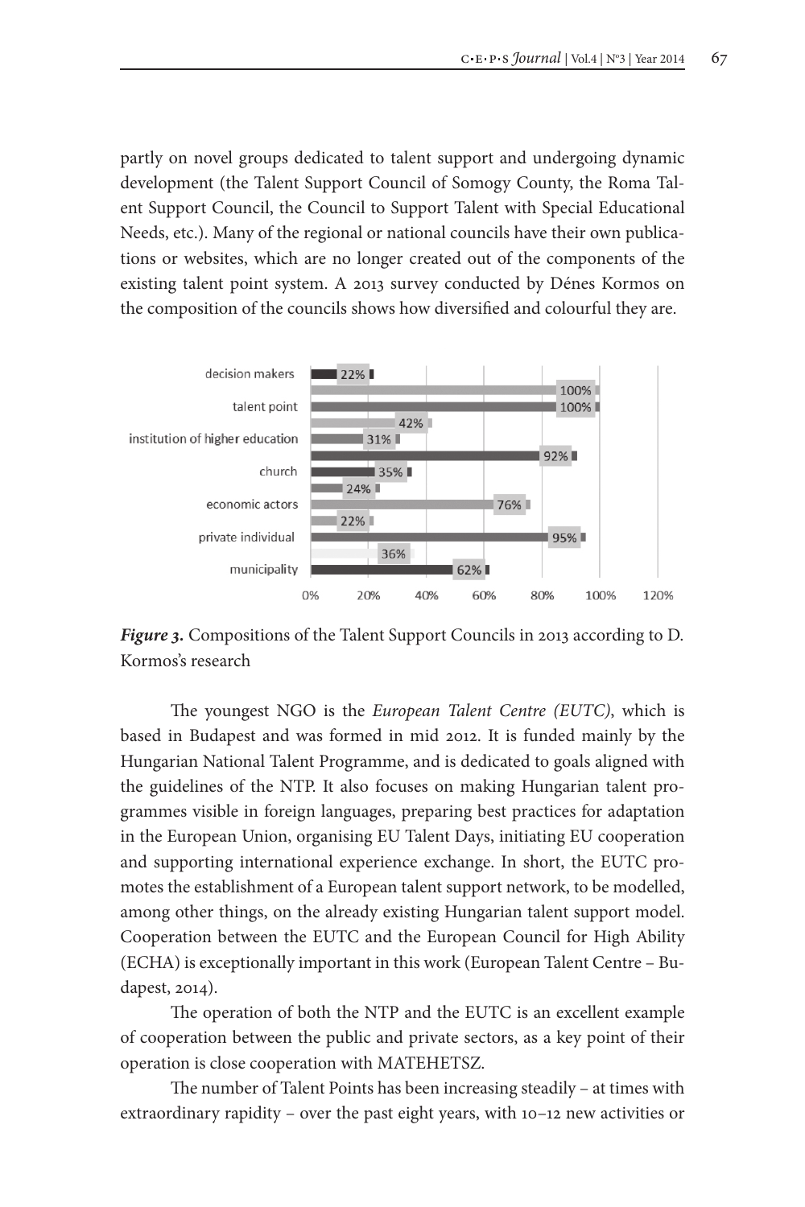partly on novel groups dedicated to talent support and undergoing dynamic development (the Talent Support Council of Somogy County, the Roma Talent Support Council, the Council to Support Talent with Special Educational Needs, etc.). Many of the regional or national councils have their own publications or websites, which are no longer created out of the components of the existing talent point system. A 2013 survey conducted by Dénes Kormos on the composition of the councils shows how diversified and colourful they are.

decision makers
talent point
institution of higher education
church
economic actors
private individual
municipality

22%
100%
100%
42%
31%
92%
35%
24%
76%
22%
95%
36%
62%

0% 20% 40% 60% 80% 100% 120%

***Figure 3.*** Compositions of the Talent Support Councils in 2013 according to D. Kormos's research

The youngest NGO is the *European Talent Centre (EUTC)*, which is based in Budapest and was formed in mid 2012. It is funded mainly by the Hungarian National Talent Programme, and is dedicated to goals aligned with the guidelines of the NTP. It also focuses on making Hungarian talent programmes visible in foreign languages, preparing best practices for adaptation in the European Union, organising EU Talent Days, initiating EU cooperation and supporting international experience exchange. In short, the EUTC promotes the establishment of a European talent support network, to be modelled, among other things, on the already existing Hungarian talent support model. Cooperation between the EUTC and the European Council for High Ability (ECHA) is exceptionally important in this work (European Talent Centre – Budapest, 2014).

The operation of both the NTP and the EUTC is an excellent example of cooperation between the public and private sectors, as a key point of their operation is close cooperation with MATEHETSZ.

The number of Talent Points has been increasing steadily – at times with extraordinary rapidity – over the past eight years, with 10–12 new activities or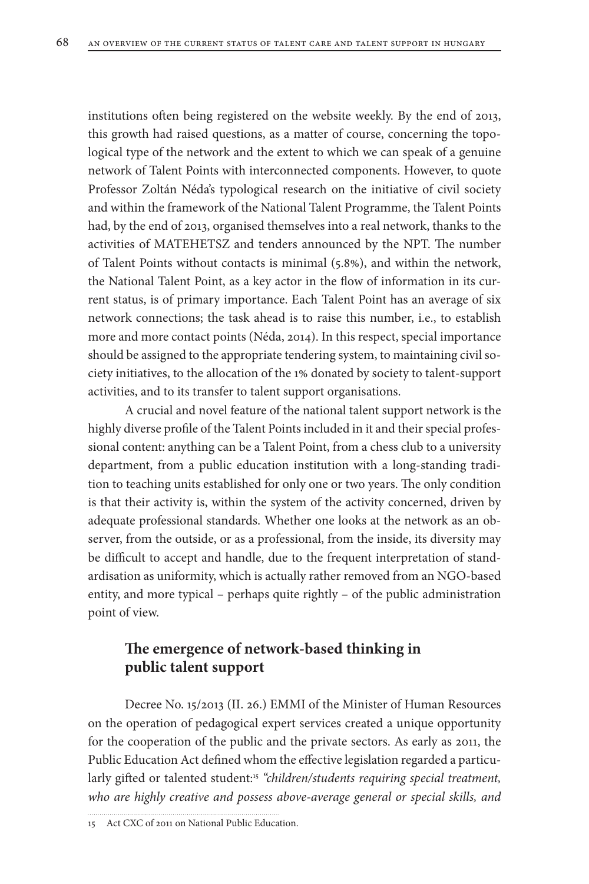institutions often being registered on the website weekly. By the end of 2013, this growth had raised questions, as a matter of course, concerning the topological type of the network and the extent to which we can speak of a genuine network of Talent Points with interconnected components. However, to quote Professor Zoltán Néda's typological research on the initiative of civil society and within the framework of the National Talent Programme, the Talent Points had, by the end of 2013, organised themselves into a real network, thanks to the activities of MATEHETSZ and tenders announced by the NPT. The number of Talent Points without contacts is minimal (5.8%), and within the network, the National Talent Point, as a key actor in the flow of information in its current status, is of primary importance. Each Talent Point has an average of six network connections; the task ahead is to raise this number, i.e., to establish more and more contact points (Néda, 2014). In this respect, special importance should be assigned to the appropriate tendering system, to maintaining civil society initiatives, to the allocation of the 1% donated by society to talent-support activities, and to its transfer to talent support organisations.

A crucial and novel feature of the national talent support network is the highly diverse profile of the Talent Points included in it and their special professional content: anything can be a Talent Point, from a chess club to a university department, from a public education institution with a long-standing tradition to teaching units established for only one or two years. The only condition is that their activity is, within the system of the activity concerned, driven by adequate professional standards. Whether one looks at the network as an observer, from the outside, or as a professional, from the inside, its diversity may be difficult to accept and handle, due to the frequent interpretation of standardisation as uniformity, which is actually rather removed from an NGO-based entity, and more typical – perhaps quite rightly – of the public administration point of view.

## The emergence of network-based thinking in public talent support

Decree No. 15/2013 (II. 26.) EMMI of the Minister of Human Resources on the operation of pedagogical expert services created a unique opportunity for the cooperation of the public and the private sectors. As early as 2011, the Public Education Act defined whom the effective legislation regarded a particularly gifted or talented student:[15] *"children/students requiring special treatment, who are highly creative and possess above-average general or special skills, and*

15 Act CXC of 2011 on National Public Education.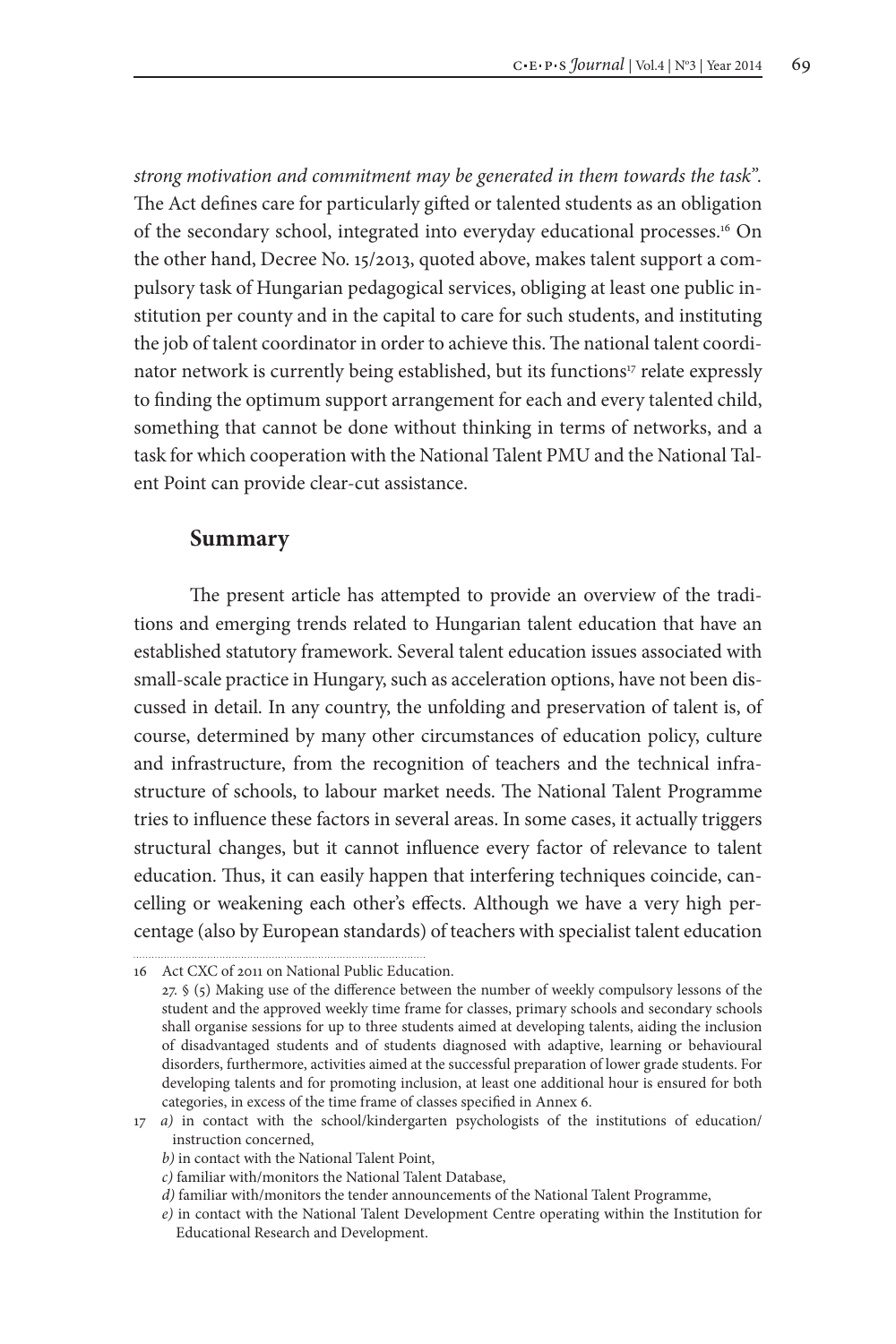*strong motivation and commitment may be generated in them towards the task".* The Act defines care for particularly gifted or talented students as an obligation of the secondary school, integrated into everyday educational processes.[16] On the other hand, Decree No. 15/2013, quoted above, makes talent support a compulsory task of Hungarian pedagogical services, obliging at least one public institution per county and in the capital to care for such students, and instituting the job of talent coordinator in order to achieve this. The national talent coordinator network is currently being established, but its functions[17] relate expressly to finding the optimum support arrangement for each and every talented child, something that cannot be done without thinking in terms of networks, and a task for which cooperation with the National Talent PMU and the National Talent Point can provide clear-cut assistance.

## Summary

The present article has attempted to provide an overview of the traditions and emerging trends related to Hungarian talent education that have an established statutory framework. Several talent education issues associated with small-scale practice in Hungary, such as acceleration options, have not been discussed in detail. In any country, the unfolding and preservation of talent is, of course, determined by many other circumstances of education policy, culture and infrastructure, from the recognition of teachers and the technical infrastructure of schools, to labour market needs. The National Talent Programme tries to influence these factors in several areas. In some cases, it actually triggers structural changes, but it cannot influence every factor of relevance to talent education. Thus, it can easily happen that interfering techniques coincide, cancelling or weakening each other's effects. Although we have a very high percentage (also by European standards) of teachers with specialist talent education

---

16 Act CXC of 2011 on National Public Education.
27. § (5) Making use of the difference between the number of weekly compulsory lessons of the student and the approved weekly time frame for classes, primary schools and secondary schools shall organise sessions for up to three students aimed at developing talents, aiding the inclusion of disadvantaged students and of students diagnosed with adaptive, learning or behavioural disorders, furthermore, activities aimed at the successful preparation of lower grade students. For developing talents and for promoting inclusion, at least one additional hour is ensured for both categories, in excess of the time frame of classes specified in Annex 6.

17 *a)* in contact with the school/kindergarten psychologists of the institutions of education/instruction concerned,
*b)* in contact with the National Talent Point,
*c)* familiar with/monitors the National Talent Database,
*d)* familiar with/monitors the tender announcements of the National Talent Programme,
*e)* in contact with the National Talent Development Centre operating within the Institution for Educational Research and Development.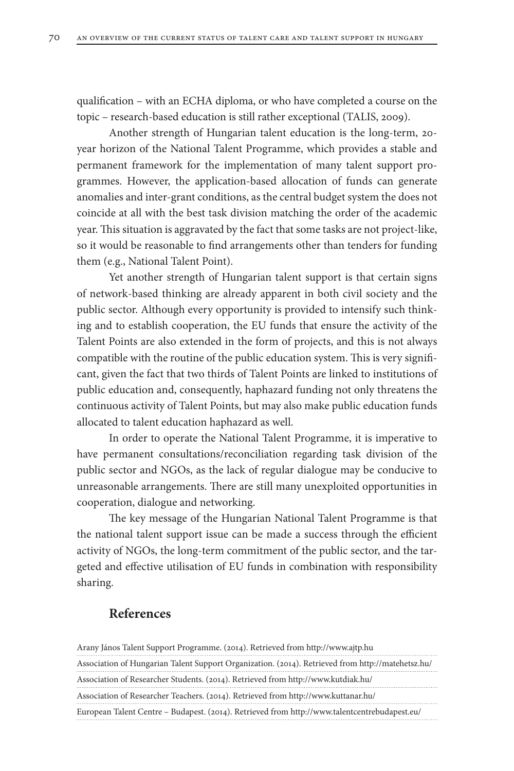qualification – with an ECHA diploma, or who have completed a course on the topic – research-based education is still rather exceptional (TALIS, 2009).

Another strength of Hungarian talent education is the long-term, 20-year horizon of the National Talent Programme, which provides a stable and permanent framework for the implementation of many talent support programmes. However, the application-based allocation of funds can generate anomalies and inter-grant conditions, as the central budget system the does not coincide at all with the best task division matching the order of the academic year. This situation is aggravated by the fact that some tasks are not project-like, so it would be reasonable to find arrangements other than tenders for funding them (e.g., National Talent Point).

Yet another strength of Hungarian talent support is that certain signs of network-based thinking are already apparent in both civil society and the public sector. Although every opportunity is provided to intensify such thinking and to establish cooperation, the EU funds that ensure the activity of the Talent Points are also extended in the form of projects, and this is not always compatible with the routine of the public education system. This is very significant, given the fact that two thirds of Talent Points are linked to institutions of public education and, consequently, haphazard funding not only threatens the continuous activity of Talent Points, but may also make public education funds allocated to talent education haphazard as well.

In order to operate the National Talent Programme, it is imperative to have permanent consultations/reconciliation regarding task division of the public sector and NGOs, as the lack of regular dialogue may be conducive to unreasonable arrangements. There are still many unexploited opportunities in cooperation, dialogue and networking.

The key message of the Hungarian National Talent Programme is that the national talent support issue can be made a success through the efficient activity of NGOs, the long-term commitment of the public sector, and the targeted and effective utilisation of EU funds in combination with responsibility sharing.

## References

Arany János Talent Support Programme. (2014). Retrieved from http://www.ajtp.hu

Association of Hungarian Talent Support Organization. (2014). Retrieved from http://matehetsz.hu/

Association of Researcher Students. (2014). Retrieved from http://www.kutdiak.hu/

Association of Researcher Teachers. (2014). Retrieved from http://www.kuttanar.hu/

European Talent Centre – Budapest. (2014). Retrieved from http://www.talentcentrebudapest.eu/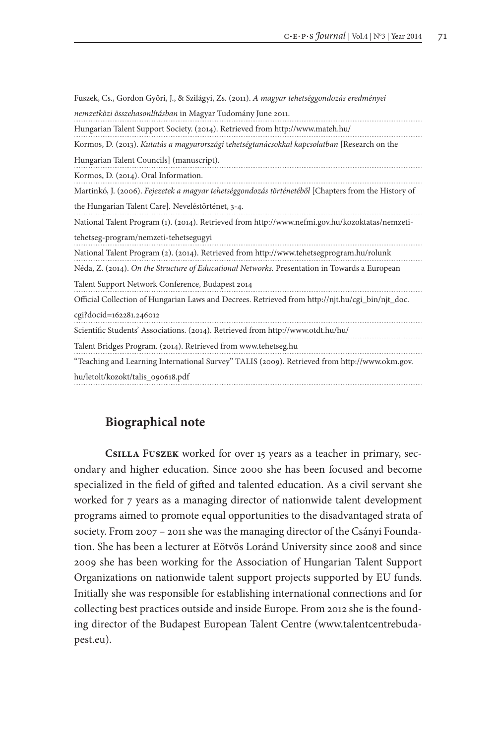Fuszek, Cs., Gordon Győri, J., & Szilágyi, Zs. (2011). *A magyar tehetséggondozás eredményei nemzetközi összehasonlításban* in Magyar Tudomány June 2011.

Hungarian Talent Support Society. (2014). Retrieved from http://www.mateh.hu/

Kormos, D. (2013). *Kutatás a magyarországi tehetségtanácsokkal kapcsolatban* [Research on the Hungarian Talent Councils] (manuscript).

Kormos, D. (2014). Oral Information.

Martinkó, J. (2006). *Fejezetek a magyar tehetséggondozás történetéből* [Chapters from the History of the Hungarian Talent Care]. Neveléstörténet, 3-4.

National Talent Program (1). (2014). Retrieved from http://www.nefmi.gov.hu/kozoktatas/nemzeti-tehetseg-program/nemzeti-tehetsegugyi

National Talent Program (2). (2014). Retrieved from http://www.tehetsegprogram.hu/rolunk

Néda, Z. (2014). *On the Structure of Educational Networks.* Presentation in Towards a European Talent Support Network Conference, Budapest 2014

Official Collection of Hungarian Laws and Decrees. Retrieved from http://njt.hu/cgi_bin/njt_doc.cgi?docid=162281.246012

Scientific Students' Associations. (2014). Retrieved from http://www.otdt.hu/hu/

Talent Bridges Program. (2014). Retrieved from www.tehetseg.hu

"Teaching and Learning International Survey" TALIS (2009). Retrieved from http://www.okm.gov.hu/letolt/kozokt/talis_090618.pdf

## Biographical note

**Csilla Fuszek** worked for over 15 years as a teacher in primary, secondary and higher education. Since 2000 she has been focused and become specialized in the field of gifted and talented education. As a civil servant she worked for 7 years as a managing director of nationwide talent development programs aimed to promote equal opportunities to the disadvantaged strata of society. From 2007 – 2011 she was the managing director of the Csányi Foundation. She has been a lecturer at Eötvös Loránd University since 2008 and since 2009 she has been working for the Association of Hungarian Talent Support Organizations on nationwide talent support projects supported by EU funds. Initially she was responsible for establishing international connections and for collecting best practices outside and inside Europe. From 2012 she is the founding director of the Budapest European Talent Centre (www.talentcentrebudapest.eu).